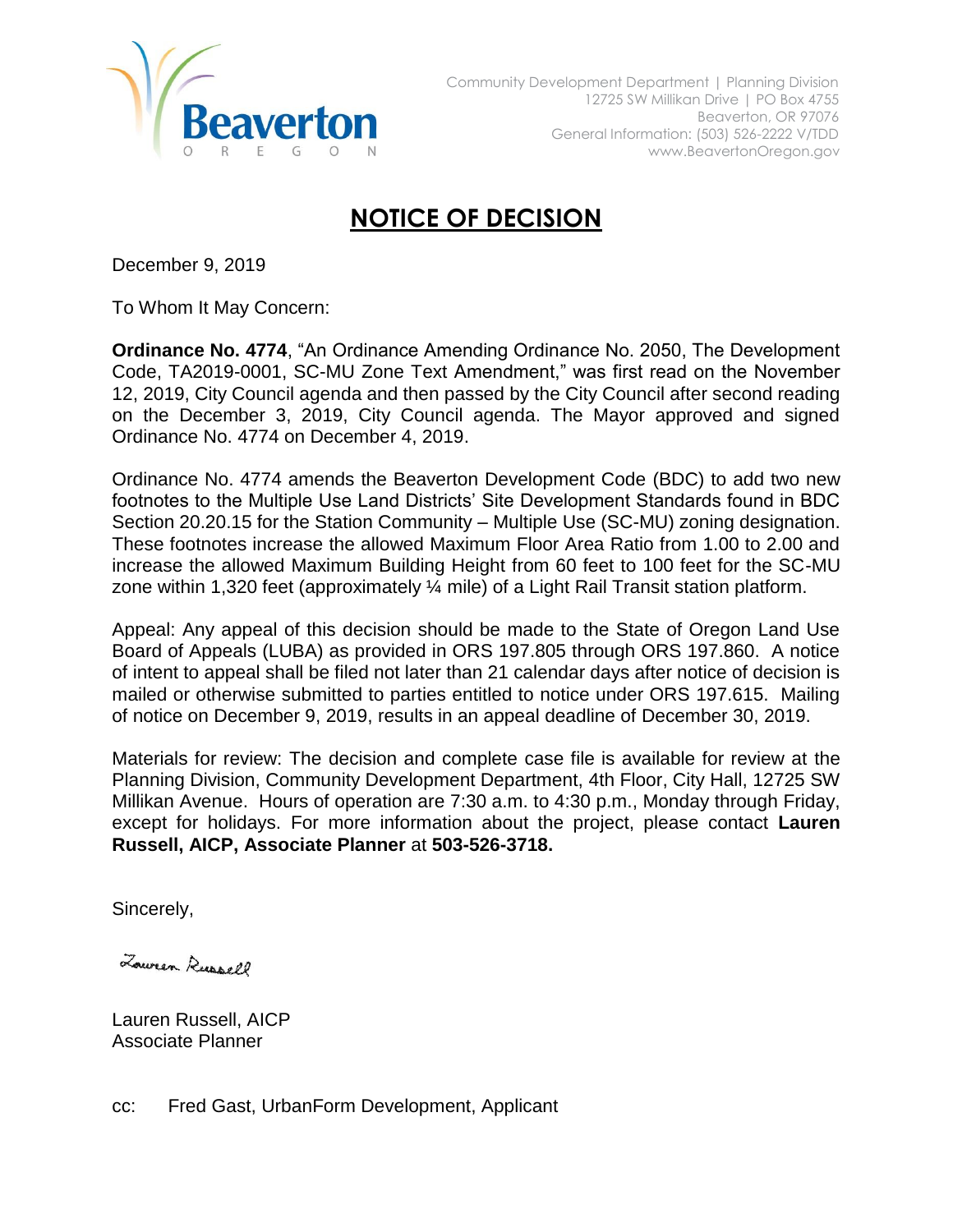Beaverton
OREGON

Community Development Department | Planning Division
12725 SW Millikan Drive | PO Box 4755
Beaverton, OR 97076
General Information: (503) 526-2222 V/TDD
www.BeavertonOregon.gov

# NOTICE OF DECISION

December 9, 2019

To Whom It May Concern:

**Ordinance No. 4774**, "An Ordinance Amending Ordinance No. 2050, The Development Code, TA2019-0001, SC-MU Zone Text Amendment," was first read on the November 12, 2019, City Council agenda and then passed by the City Council after second reading on the December 3, 2019, City Council agenda. The Mayor approved and signed Ordinance No. 4774 on December 4, 2019.

Ordinance No. 4774 amends the Beaverton Development Code (BDC) to add two new footnotes to the Multiple Use Land Districts' Site Development Standards found in BDC Section 20.20.15 for the Station Community – Multiple Use (SC-MU) zoning designation. These footnotes increase the allowed Maximum Floor Area Ratio from 1.00 to 2.00 and increase the allowed Maximum Building Height from 60 feet to 100 feet for the SC-MU zone within 1,320 feet (approximately ¼ mile) of a Light Rail Transit station platform.

Appeal: Any appeal of this decision should be made to the State of Oregon Land Use Board of Appeals (LUBA) as provided in ORS 197.805 through ORS 197.860. A notice of intent to appeal shall be filed not later than 21 calendar days after notice of decision is mailed or otherwise submitted to parties entitled to notice under ORS 197.615. Mailing of notice on December 9, 2019, results in an appeal deadline of December 30, 2019.

Materials for review: The decision and complete case file is available for review at the Planning Division, Community Development Department, 4th Floor, City Hall, 12725 SW Millikan Avenue. Hours of operation are 7:30 a.m. to 4:30 p.m., Monday through Friday, except for holidays. For more information about the project, please contact **Lauren Russell, AICP, Associate Planner** at **503-526-3718.**

Sincerely,

Lauren Russell

Lauren Russell, AICP
Associate Planner

cc: Fred Gast, UrbanForm Development, Applicant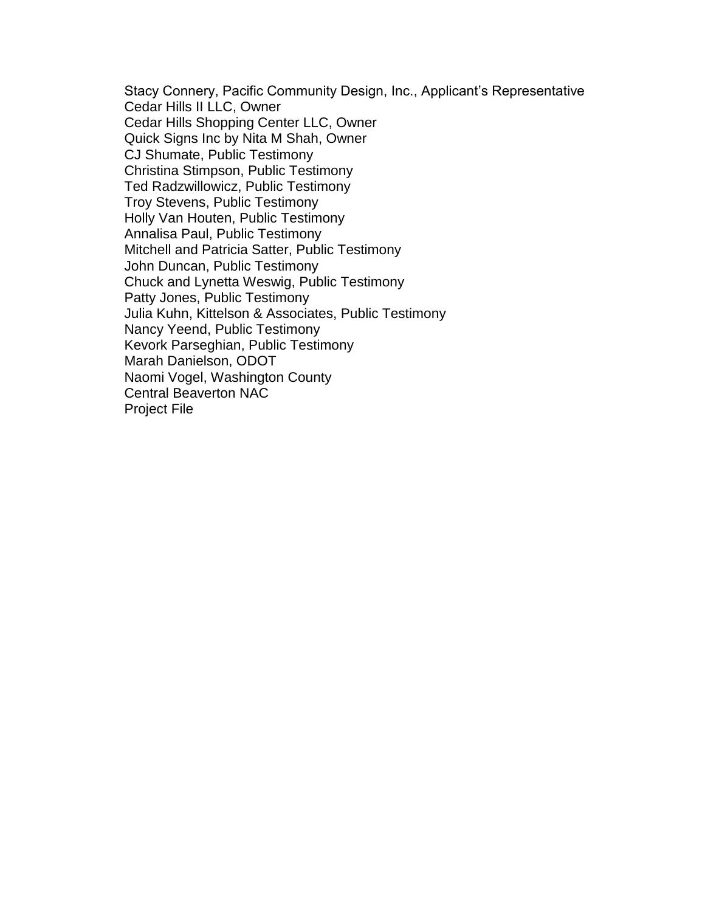Stacy Connery, Pacific Community Design, Inc., Applicant's Representative
Cedar Hills II LLC, Owner
Cedar Hills Shopping Center LLC, Owner
Quick Signs Inc by Nita M Shah, Owner
CJ Shumate, Public Testimony
Christina Stimpson, Public Testimony
Ted Radzwillowicz, Public Testimony
Troy Stevens, Public Testimony
Holly Van Houten, Public Testimony
Annalisa Paul, Public Testimony
Mitchell and Patricia Satter, Public Testimony
John Duncan, Public Testimony
Chuck and Lynetta Weswig, Public Testimony
Patty Jones, Public Testimony
Julia Kuhn, Kittelson & Associates, Public Testimony
Nancy Yeend, Public Testimony
Kevork Parseghian, Public Testimony
Marah Danielson, ODOT
Naomi Vogel, Washington County
Central Beaverton NAC
Project File